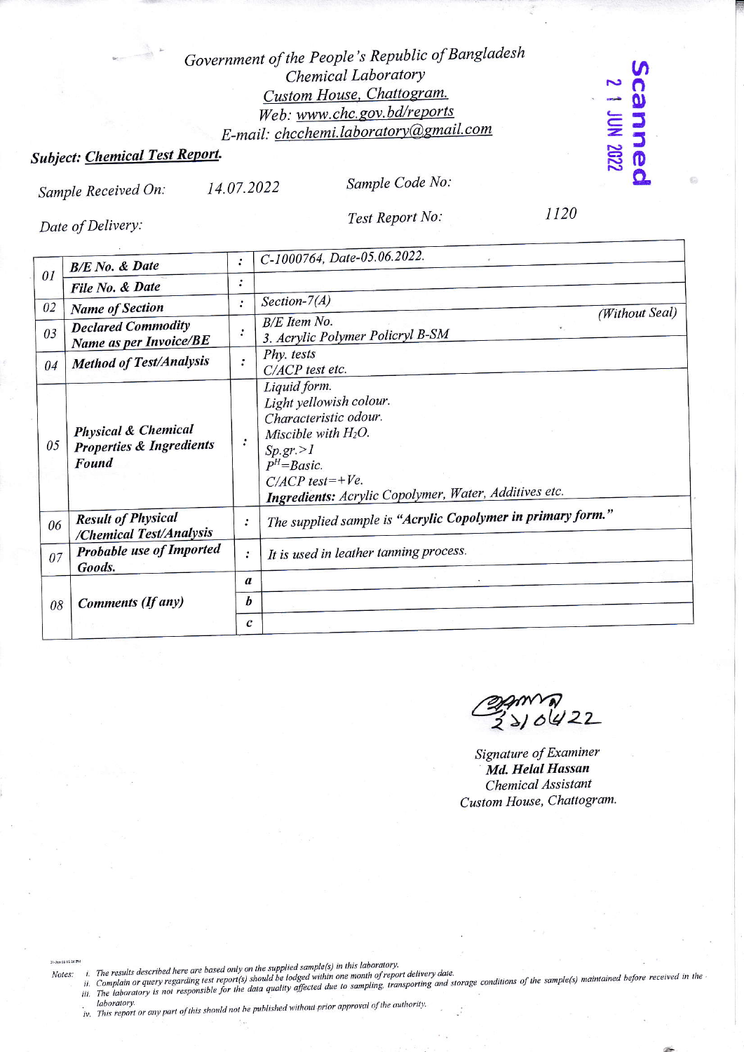Government of the People's Republic of Bangladesh
Chemical Laboratory
Custom House, Chattogram.
Web: www.chc.gov.bd/reports
E-mail: chcchemi.laboratory@gmail.com

Scanned
21 JUN 2022

**Subject: Chemical Test Report.**

Sample Received On: 14.07.2022

Sample Code No:

Date of Delivery:

Test Report No: 1120

| | | | |
|---|---|---|---|
| 01 | **B/E No. & Date** | : | C-1000764, Date-05.06.2022. |
| | **File No. & Date** | : | |
| 02 | **Name of Section** | : | Section-7(A) |
| 03 | **Declared Commodity Name as per Invoice/BE** | : | B/E Item No. (Without Seal)<br>3. Acrylic Polymer Policryl B-SM |
| 04 | **Method of Test/Analysis** | : | Phy. tests<br>C/ACP test etc. |
| 05 | **Physical & Chemical Properties & Ingredients Found** | : | Liquid form.<br>Light yellowish colour.<br>Characteristic odour.<br>Miscible with $H_2O$.<br>Sp.gr.>1<br>$P^H$=Basic.<br>C/ACP test=+Ve.<br>**Ingredients:** Acrylic Copolymer, Water, Additives etc. |
| 06 | **Result of Physical /Chemical Test/Analysis** | : | The supplied sample is **"Acrylic Copolymer in primary form."** |
| 07 | **Probable use of Imported Goods.** | : | It is used in leather tanning process. |
| 08 | **Comments (If any)** | a | |
| | | b | |
| | | c | |

21/06/22

Signature of Examiner
**Md. Helal Hassan**
Chemical Assistant
Custom House, Chattogram.

Notes:
i. The results described here are based only on the supplied sample(s) in this laboratory.
ii. Complain or query regarding test report(s) should be lodged within one month of report delivery date.
iii. The laboratory is not responsible for the data quality affected due to sampling, transporting and storage conditions of the sample(s) maintained before received in the laboratory.
iv. This report or any part of this should not be published without prior approval of the authority.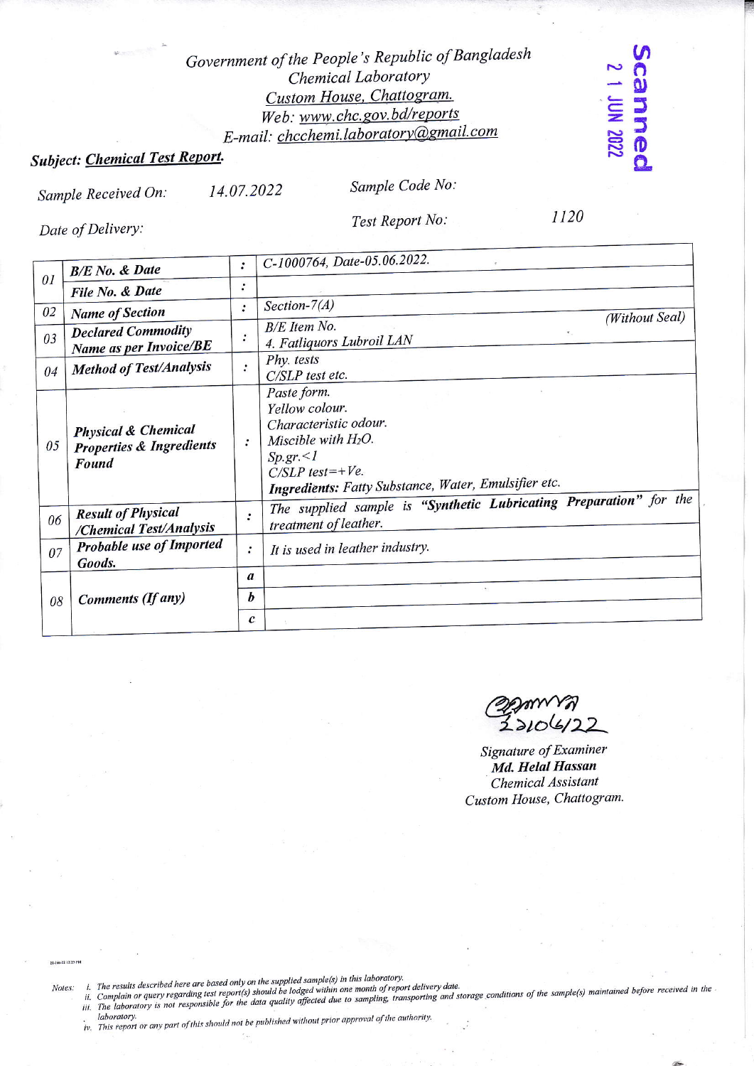Government of the People's Republic of Bangladesh
Chemical Laboratory
Custom House, Chattogram.
Web: www.chc.gov.bd/reports
E-mail: chcchemi.laboratory@gmail.com

Scanned
21 JUN 2022

**Subject: Chemical Test Report.**

Sample Received On: 14.07.2022 | Sample Code No:

Date of Delivery: | Test Report No: 1120

| | | | |
|---|---|---|---|
| 01 | *B/E No. & Date* | : | C-1000764, Date-05.06.2022. |
| | *File No. & Date* | : | |
| 02 | *Name of Section* | : | Section-7(A) |
| 03 | *Declared Commodity Name as per Invoice/BE* | : | B/E Item No. (Without Seal)<br>4. Fatliquors Lubroil LAN |
| 04 | *Method of Test/Analysis* | : | Phy. tests<br>C/SLP test etc. |
| 05 | *Physical & Chemical Properties & Ingredients Found* | : | Paste form.<br>Yellow colour.<br>Characteristic odour.<br>Miscible with $H_2O$.<br>Sp.gr.<1<br>C/SLP test=+Ve.<br>**Ingredients:** Fatty Substance, Water, Emulsifier etc. |
| 06 | *Result of Physical /Chemical Test/Analysis* | : | The supplied sample is **"Synthetic Lubricating Preparation"** for the treatment of leather. |
| 07 | *Probable use of Imported Goods.* | : | It is used in leather industry. |
| 08 | *Comments (If any)* | a | |
| | | b | |
| | | c | |

২১/০৬/২২

Signature of Examiner
**Md. Helal Hassan**
Chemical Assistant
Custom House, Chattogram.

Notes:
i. The results described here are based only on the supplied sample(s) in this laboratory.
ii. Complain or query regarding test report(s) should be lodged within one month of report delivery date.
iii. The laboratory is not responsible for the data quality affected due to sampling, transporting and storage conditions of the sample(s) maintained before received in the laboratory.
iv. This report or any part of this should not be published without prior approval of the authority.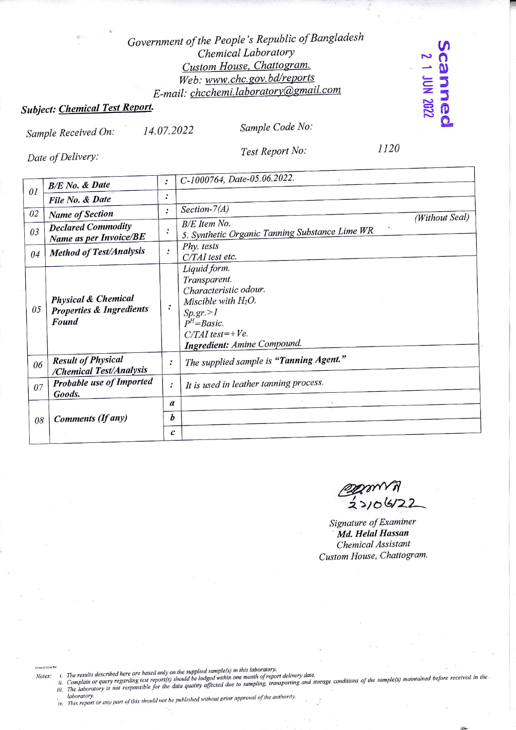Government of the People's Republic of Bangladesh
Chemical Laboratory
Custom House, Chattogram.
Web: www.chc.gov.bd/reports
E-mail: chcchemi.laboratory@gmail.com

Scanned
21 JUN 2022

**Subject: Chemical Test Report.**

Sample Received On: 14.07.2022

Sample Code No:

Date of Delivery:

Test Report No: 1120

| | | | |
|---|---|---|---|
| 01 | **B/E No. & Date** | : | C-1000764, Date-05.06.2022. |
| | **File No. & Date** | : | |
| 02 | **Name of Section** | : | Section-7(A) |
| 03 | **Declared Commodity Name as per Invoice/BE** | : | B/E Item No. (Without Seal)<br>5. Synthetic Organic Tanning Substance Lime WR |
| 04 | **Method of Test/Analysis** | : | Phy. tests<br>C/TAI test etc. |
| 05 | **Physical & Chemical Properties & Ingredients Found** | : | Liquid form.<br>Transparent.<br>Characteristic odour.<br>Miscible with $H_2O$.<br>Sp.gr.>1<br>$P^H$=Basic.<br>C/TAI test=+Ve.<br>**Ingredient:** Amine Compound. |
| 06 | **Result of Physical /Chemical Test/Analysis** | : | The supplied sample is **"Tanning Agent."** |
| 07 | **Probable use of Imported Goods.** | : | It is used in leather tanning process. |
| 08 | **Comments (If any)** | a | |
| | | b | |
| | | c | |

22/06/22

Signature of Examiner
**Md. Helal Hassan**
Chemical Assistant
Custom House, Chattogram.

Notes:
i. The results described here are based only on the supplied sample(s) in this laboratory.
ii. Complain or query regarding test report(s) should be lodged within one month of report delivery date.
iii. The laboratory is not responsible for the data quality affected due to sampling, transporting and storage conditions of the sample(s) maintained before received in the laboratory.
iv. This report or any part of this should not be published without prior approval of the authority.